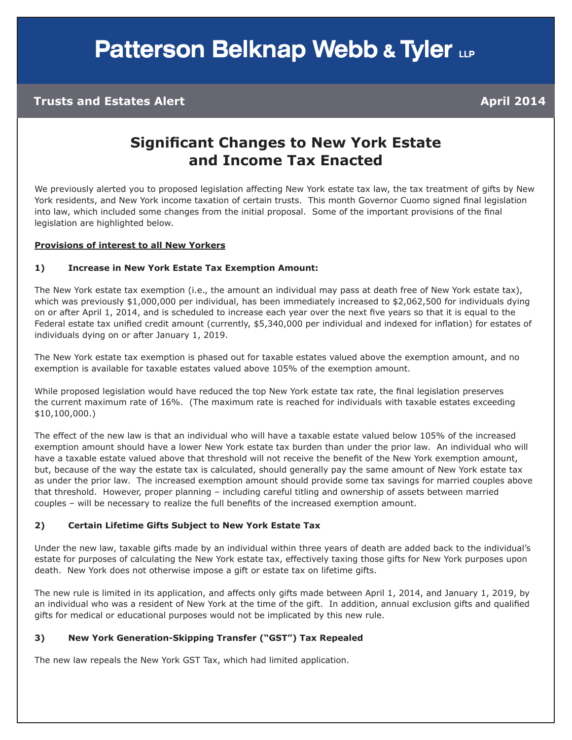# Patterson Belknap Webb & Tyler LLP

**Trusts and Estates Alert** **April 2014**

## Significant Changes to New York Estate and Income Tax Enacted

We previously alerted you to proposed legislation affecting New York estate tax law, the tax treatment of gifts by New York residents, and New York income taxation of certain trusts. This month Governor Cuomo signed final legislation into law, which included some changes from the initial proposal. Some of the important provisions of the final legislation are highlighted below.

**Provisions of interest to all New Yorkers**

### 1) Increase in New York Estate Tax Exemption Amount:

The New York estate tax exemption (i.e., the amount an individual may pass at death free of New York estate tax), which was previously $1,000,000 per individual, has been immediately increased to $2,062,500 for individuals dying on or after April 1, 2014, and is scheduled to increase each year over the next five years so that it is equal to the Federal estate tax unified credit amount (currently, $5,340,000 per individual and indexed for inflation) for estates of individuals dying on or after January 1, 2019.

The New York estate tax exemption is phased out for taxable estates valued above the exemption amount, and no exemption is available for taxable estates valued above 105% of the exemption amount.

While proposed legislation would have reduced the top New York estate tax rate, the final legislation preserves the current maximum rate of 16%. (The maximum rate is reached for individuals with taxable estates exceeding $10,100,000.)

The effect of the new law is that an individual who will have a taxable estate valued below 105% of the increased exemption amount should have a lower New York estate tax burden than under the prior law. An individual who will have a taxable estate valued above that threshold will not receive the benefit of the New York exemption amount, but, because of the way the estate tax is calculated, should generally pay the same amount of New York estate tax as under the prior law. The increased exemption amount should provide some tax savings for married couples above that threshold. However, proper planning – including careful titling and ownership of assets between married couples – will be necessary to realize the full benefits of the increased exemption amount.

### 2) Certain Lifetime Gifts Subject to New York Estate Tax

Under the new law, taxable gifts made by an individual within three years of death are added back to the individual's estate for purposes of calculating the New York estate tax, effectively taxing those gifts for New York purposes upon death. New York does not otherwise impose a gift or estate tax on lifetime gifts.

The new rule is limited in its application, and affects only gifts made between April 1, 2014, and January 1, 2019, by an individual who was a resident of New York at the time of the gift. In addition, annual exclusion gifts and qualified gifts for medical or educational purposes would not be implicated by this new rule.

### 3) New York Generation-Skipping Transfer ("GST") Tax Repealed

The new law repeals the New York GST Tax, which had limited application.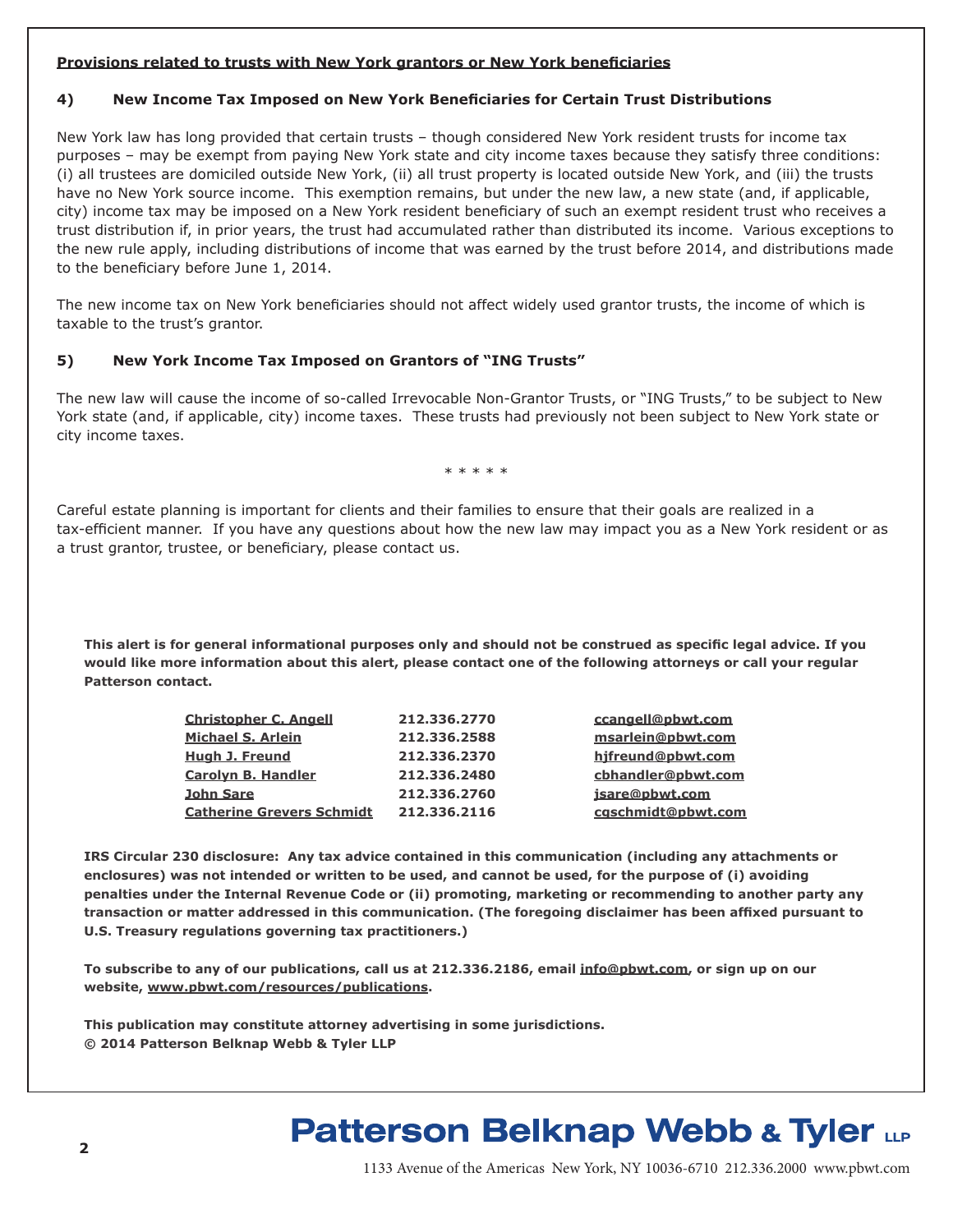**Provisions related to trusts with New York grantors or New York beneficiaries**

### 4) New Income Tax Imposed on New York Beneficiaries for Certain Trust Distributions

New York law has long provided that certain trusts – though considered New York resident trusts for income tax purposes – may be exempt from paying New York state and city income taxes because they satisfy three conditions: (i) all trustees are domiciled outside New York, (ii) all trust property is located outside New York, and (iii) the trusts have no New York source income. This exemption remains, but under the new law, a new state (and, if applicable, city) income tax may be imposed on a New York resident beneficiary of such an exempt resident trust who receives a trust distribution if, in prior years, the trust had accumulated rather than distributed its income. Various exceptions to the new rule apply, including distributions of income that was earned by the trust before 2014, and distributions made to the beneficiary before June 1, 2014.

The new income tax on New York beneficiaries should not affect widely used grantor trusts, the income of which is taxable to the trust's grantor.

### 5) New York Income Tax Imposed on Grantors of "ING Trusts"

The new law will cause the income of so-called Irrevocable Non-Grantor Trusts, or "ING Trusts," to be subject to New York state (and, if applicable, city) income taxes. These trusts had previously not been subject to New York state or city income taxes.

\* \* \* \* \*

Careful estate planning is important for clients and their families to ensure that their goals are realized in a tax-efficient manner. If you have any questions about how the new law may impact you as a New York resident or as a trust grantor, trustee, or beneficiary, please contact us.

**This alert is for general informational purposes only and should not be construed as specific legal advice. If you would like more information about this alert, please contact one of the following attorneys or call your regular Patterson contact.**

| | | |
|---|---|---|
| **Christopher C. Angell** | **212.336.2770** | **ccangell@pbwt.com** |
| **Michael S. Arlein** | **212.336.2588** | **msarlein@pbwt.com** |
| **Hugh J. Freund** | **212.336.2370** | **hjfreund@pbwt.com** |
| **Carolyn B. Handler** | **212.336.2480** | **cbhandler@pbwt.com** |
| **John Sare** | **212.336.2760** | **jsare@pbwt.com** |
| **Catherine Grevers Schmidt** | **212.336.2116** | **cgschmidt@pbwt.com** |

**IRS Circular 230 disclosure: Any tax advice contained in this communication (including any attachments or enclosures) was not intended or written to be used, and cannot be used, for the purpose of (i) avoiding penalties under the Internal Revenue Code or (ii) promoting, marketing or recommending to another party any transaction or matter addressed in this communication. (The foregoing disclaimer has been affixed pursuant to U.S. Treasury regulations governing tax practitioners.)**

**To subscribe to any of our publications, call us at 212.336.2186, email info@pbwt.com, or sign up on our website, www.pbwt.com/resources/publications.**

**This publication may constitute attorney advertising in some jurisdictions.**
**© 2014 Patterson Belknap Webb & Tyler LLP**

**Patterson Belknap Webb & Tyler LLP**

1133 Avenue of the Americas New York, NY 10036-6710 212.336.2000 www.pbwt.com